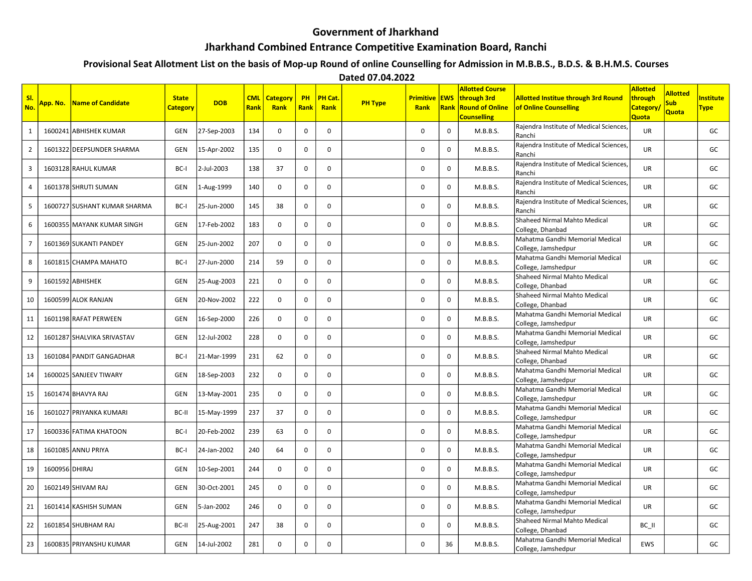# Government of Jharkhand

## Jharkhand Combined Entrance Competitive Examination Board, Ranchi

### Provisional Seat Allotment List on the basis of Mop-up Round of online Counselling for Admission in M.B.B.S., B.D.S. & B.H.M.S. Courses

**Dated 07.04.2022**

| Sl. No. | App. No. | Name of Candidate | State Category | DOB | CML Rank | Category Rank | PH Rank | PH Cat. Rank | PH Type | Primitive Rank | EWS Rank | Allotted Course through 3rd Round of Online Counselling | Allotted Institue through 3rd Round of Online Counselling | Allotted through Category/ Quota | Allotted Sub Quota | Institute Type |
|---|---|---|---|---|---|---|---|---|---|---|---|---|---|---|---|---|
| 1 | 1600241 | ABHISHEK KUMAR | GEN | 27-Sep-2003 | 134 | 0 | 0 | 0 | | 0 | 0 | M.B.B.S. | Rajendra Institute of Medical Sciences, Ranchi | UR | | GC |
| 2 | 1601322 | DEEPSUNDER SHARMA | GEN | 15-Apr-2002 | 135 | 0 | 0 | 0 | | 0 | 0 | M.B.B.S. | Rajendra Institute of Medical Sciences, Ranchi | UR | | GC |
| 3 | 1603128 | RAHUL KUMAR | BC-I | 2-Jul-2003 | 138 | 37 | 0 | 0 | | 0 | 0 | M.B.B.S. | Rajendra Institute of Medical Sciences, Ranchi | UR | | GC |
| 4 | 1601378 | SHRUTI SUMAN | GEN | 1-Aug-1999 | 140 | 0 | 0 | 0 | | 0 | 0 | M.B.B.S. | Rajendra Institute of Medical Sciences, Ranchi | UR | | GC |
| 5 | 1600727 | SUSHANT KUMAR SHARMA | BC-I | 25-Jun-2000 | 145 | 38 | 0 | 0 | | 0 | 0 | M.B.B.S. | Rajendra Institute of Medical Sciences, Ranchi | UR | | GC |
| 6 | 1600355 | MAYANK KUMAR SINGH | GEN | 17-Feb-2002 | 183 | 0 | 0 | 0 | | 0 | 0 | M.B.B.S. | Shaheed Nirmal Mahto Medical College, Dhanbad | UR | | GC |
| 7 | 1601369 | SUKANTI PANDEY | GEN | 25-Jun-2002 | 207 | 0 | 0 | 0 | | 0 | 0 | M.B.B.S. | Mahatma Gandhi Memorial Medical College, Jamshedpur | UR | | GC |
| 8 | 1601815 | CHAMPA MAHATO | BC-I | 27-Jun-2000 | 214 | 59 | 0 | 0 | | 0 | 0 | M.B.B.S. | Mahatma Gandhi Memorial Medical College, Jamshedpur | UR | | GC |
| 9 | 1601592 | ABHISHEK | GEN | 25-Aug-2003 | 221 | 0 | 0 | 0 | | 0 | 0 | M.B.B.S. | Shaheed Nirmal Mahto Medical College, Dhanbad | UR | | GC |
| 10 | 1600599 | ALOK RANJAN | GEN | 20-Nov-2002 | 222 | 0 | 0 | 0 | | 0 | 0 | M.B.B.S. | Shaheed Nirmal Mahto Medical College, Dhanbad | UR | | GC |
| 11 | 1601198 | RAFAT PERWEEN | GEN | 16-Sep-2000 | 226 | 0 | 0 | 0 | | 0 | 0 | M.B.B.S. | Mahatma Gandhi Memorial Medical College, Jamshedpur | UR | | GC |
| 12 | 1601287 | SHALVIKA SRIVASTAV | GEN | 12-Jul-2002 | 228 | 0 | 0 | 0 | | 0 | 0 | M.B.B.S. | Mahatma Gandhi Memorial Medical College, Jamshedpur | UR | | GC |
| 13 | 1601084 | PANDIT GANGADHAR | BC-I | 21-Mar-1999 | 231 | 62 | 0 | 0 | | 0 | 0 | M.B.B.S. | Shaheed Nirmal Mahto Medical College, Dhanbad | UR | | GC |
| 14 | 1600025 | SANJEEV TIWARY | GEN | 18-Sep-2003 | 232 | 0 | 0 | 0 | | 0 | 0 | M.B.B.S. | Mahatma Gandhi Memorial Medical College, Jamshedpur | UR | | GC |
| 15 | 1601474 | BHAVYA RAJ | GEN | 13-May-2001 | 235 | 0 | 0 | 0 | | 0 | 0 | M.B.B.S. | Mahatma Gandhi Memorial Medical College, Jamshedpur | UR | | GC |
| 16 | 1601027 | PRIYANKA KUMARI | BC-II | 15-May-1999 | 237 | 37 | 0 | 0 | | 0 | 0 | M.B.B.S. | Mahatma Gandhi Memorial Medical College, Jamshedpur | UR | | GC |
| 17 | 1600336 | FATIMA KHATOON | BC-I | 20-Feb-2002 | 239 | 63 | 0 | 0 | | 0 | 0 | M.B.B.S. | Mahatma Gandhi Memorial Medical College, Jamshedpur | UR | | GC |
| 18 | 1601085 | ANNU PRIYA | BC-I | 24-Jan-2002 | 240 | 64 | 0 | 0 | | 0 | 0 | M.B.B.S. | Mahatma Gandhi Memorial Medical College, Jamshedpur | UR | | GC |
| 19 | 1600956 | DHIRAJ | GEN | 10-Sep-2001 | 244 | 0 | 0 | 0 | | 0 | 0 | M.B.B.S. | Mahatma Gandhi Memorial Medical College, Jamshedpur | UR | | GC |
| 20 | 1602149 | SHIVAM RAJ | GEN | 30-Oct-2001 | 245 | 0 | 0 | 0 | | 0 | 0 | M.B.B.S. | Mahatma Gandhi Memorial Medical College, Jamshedpur | UR | | GC |
| 21 | 1601414 | KASHISH SUMAN | GEN | 5-Jan-2002 | 246 | 0 | 0 | 0 | | 0 | 0 | M.B.B.S. | Mahatma Gandhi Memorial Medical College, Jamshedpur | UR | | GC |
| 22 | 1601854 | SHUBHAM RAJ | BC-II | 25-Aug-2001 | 247 | 38 | 0 | 0 | | 0 | 0 | M.B.B.S. | Shaheed Nirmal Mahto Medical College, Dhanbad | BC_II | | GC |
| 23 | 1600835 | PRIYANSHU KUMAR | GEN | 14-Jul-2002 | 281 | 0 | 0 | 0 | | 0 | 36 | M.B.B.S. | Mahatma Gandhi Memorial Medical College, Jamshedpur | EWS | | GC |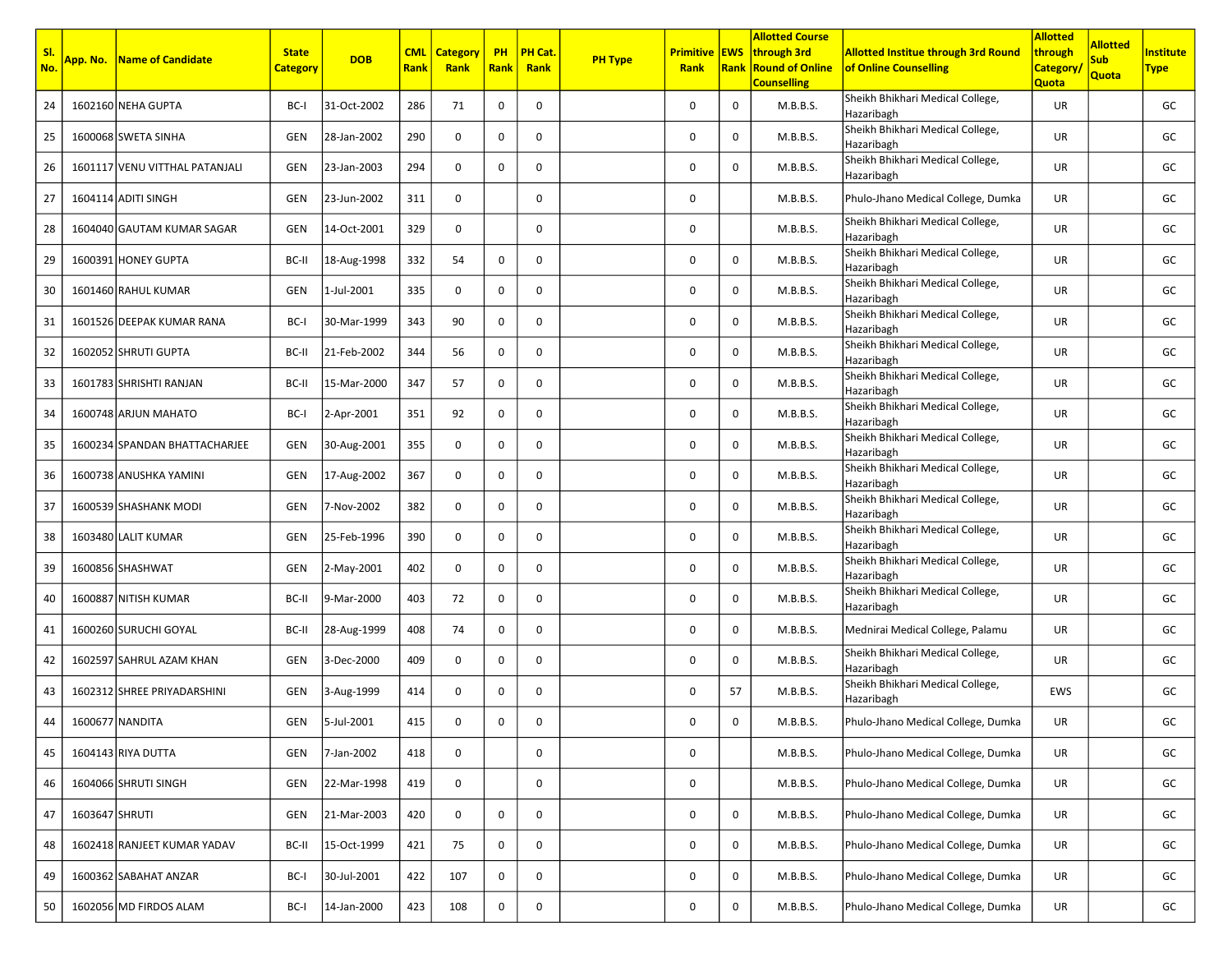| Sl. No. | App. No. | Name of Candidate | State Category | DOB | CML Rank | Category Rank | PH Rank | PH Cat. Rank | PH Type | Primitive Rank | EWS Rank | Allotted Course through 3rd Round of Online Counselling | Allotted Institue through 3rd Round of Online Counselling | Allotted through Category/ Quota | Allotted Sub Quota | Institute Type |
|---|---|---|---|---|---|---|---|---|---|---|---|---|---|---|---|---|
| 24 | 1602160 | NEHA GUPTA | BC-I | 31-Oct-2002 | 286 | 71 | 0 | 0 | | 0 | 0 | M.B.B.S. | Sheikh Bhikhari Medical College, Hazaribagh | UR | | GC |
| 25 | 1600068 | SWETA SINHA | GEN | 28-Jan-2002 | 290 | 0 | 0 | 0 | | 0 | 0 | M.B.B.S. | Sheikh Bhikhari Medical College, Hazaribagh | UR | | GC |
| 26 | 1601117 | VENU VITTHAL PATANJALI | GEN | 23-Jan-2003 | 294 | 0 | 0 | 0 | | 0 | 0 | M.B.B.S. | Sheikh Bhikhari Medical College, Hazaribagh | UR | | GC |
| 27 | 1604114 | ADITI SINGH | GEN | 23-Jun-2002 | 311 | 0 | | 0 | | 0 | | M.B.B.S. | Phulo-Jhano Medical College, Dumka | UR | | GC |
| 28 | 1604040 | GAUTAM KUMAR SAGAR | GEN | 14-Oct-2001 | 329 | 0 | | 0 | | 0 | | M.B.B.S. | Sheikh Bhikhari Medical College, Hazaribagh | UR | | GC |
| 29 | 1600391 | HONEY GUPTA | BC-II | 18-Aug-1998 | 332 | 54 | 0 | 0 | | 0 | 0 | M.B.B.S. | Sheikh Bhikhari Medical College, Hazaribagh | UR | | GC |
| 30 | 1601460 | RAHUL KUMAR | GEN | 1-Jul-2001 | 335 | 0 | 0 | 0 | | 0 | 0 | M.B.B.S. | Sheikh Bhikhari Medical College, Hazaribagh | UR | | GC |
| 31 | 1601526 | DEEPAK KUMAR RANA | BC-I | 30-Mar-1999 | 343 | 90 | 0 | 0 | | 0 | 0 | M.B.B.S. | Sheikh Bhikhari Medical College, Hazaribagh | UR | | GC |
| 32 | 1602052 | SHRUTI GUPTA | BC-II | 21-Feb-2002 | 344 | 56 | 0 | 0 | | 0 | 0 | M.B.B.S. | Sheikh Bhikhari Medical College, Hazaribagh | UR | | GC |
| 33 | 1601783 | SHRISHTI RANJAN | BC-II | 15-Mar-2000 | 347 | 57 | 0 | 0 | | 0 | 0 | M.B.B.S. | Sheikh Bhikhari Medical College, Hazaribagh | UR | | GC |
| 34 | 1600748 | ARJUN MAHATO | BC-I | 2-Apr-2001 | 351 | 92 | 0 | 0 | | 0 | 0 | M.B.B.S. | Sheikh Bhikhari Medical College, Hazaribagh | UR | | GC |
| 35 | 1600234 | SPANDAN BHATTACHARJEE | GEN | 30-Aug-2001 | 355 | 0 | 0 | 0 | | 0 | 0 | M.B.B.S. | Sheikh Bhikhari Medical College, Hazaribagh | UR | | GC |
| 36 | 1600738 | ANUSHKA YAMINI | GEN | 17-Aug-2002 | 367 | 0 | 0 | 0 | | 0 | 0 | M.B.B.S. | Sheikh Bhikhari Medical College, Hazaribagh | UR | | GC |
| 37 | 1600539 | SHASHANK MODI | GEN | 7-Nov-2002 | 382 | 0 | 0 | 0 | | 0 | 0 | M.B.B.S. | Sheikh Bhikhari Medical College, Hazaribagh | UR | | GC |
| 38 | 1603480 | LALIT KUMAR | GEN | 25-Feb-1996 | 390 | 0 | 0 | 0 | | 0 | 0 | M.B.B.S. | Sheikh Bhikhari Medical College, Hazaribagh | UR | | GC |
| 39 | 1600856 | SHASHWAT | GEN | 2-May-2001 | 402 | 0 | 0 | 0 | | 0 | 0 | M.B.B.S. | Sheikh Bhikhari Medical College, Hazaribagh | UR | | GC |
| 40 | 1600887 | NITISH KUMAR | BC-II | 9-Mar-2000 | 403 | 72 | 0 | 0 | | 0 | 0 | M.B.B.S. | Sheikh Bhikhari Medical College, Hazaribagh | UR | | GC |
| 41 | 1600260 | SURUCHI GOYAL | BC-II | 28-Aug-1999 | 408 | 74 | 0 | 0 | | 0 | 0 | M.B.B.S. | Mednirai Medical College, Palamu | UR | | GC |
| 42 | 1602597 | SAHRUL AZAM KHAN | GEN | 3-Dec-2000 | 409 | 0 | 0 | 0 | | 0 | 0 | M.B.B.S. | Sheikh Bhikhari Medical College, Hazaribagh | UR | | GC |
| 43 | 1602312 | SHREE PRIYADARSHINI | GEN | 3-Aug-1999 | 414 | 0 | 0 | 0 | | 0 | 57 | M.B.B.S. | Sheikh Bhikhari Medical College, Hazaribagh | EWS | | GC |
| 44 | 1600677 | NANDITA | GEN | 5-Jul-2001 | 415 | 0 | 0 | 0 | | 0 | 0 | M.B.B.S. | Phulo-Jhano Medical College, Dumka | UR | | GC |
| 45 | 1604143 | RIYA DUTTA | GEN | 7-Jan-2002 | 418 | 0 | | 0 | | 0 | | M.B.B.S. | Phulo-Jhano Medical College, Dumka | UR | | GC |
| 46 | 1604066 | SHRUTI SINGH | GEN | 22-Mar-1998 | 419 | 0 | | 0 | | 0 | | M.B.B.S. | Phulo-Jhano Medical College, Dumka | UR | | GC |
| 47 | 1603647 | SHRUTI | GEN | 21-Mar-2003 | 420 | 0 | 0 | 0 | | 0 | 0 | M.B.B.S. | Phulo-Jhano Medical College, Dumka | UR | | GC |
| 48 | 1602418 | RANJEET KUMAR YADAV | BC-II | 15-Oct-1999 | 421 | 75 | 0 | 0 | | 0 | 0 | M.B.B.S. | Phulo-Jhano Medical College, Dumka | UR | | GC |
| 49 | 1600362 | SABAHAT ANZAR | BC-I | 30-Jul-2001 | 422 | 107 | 0 | 0 | | 0 | 0 | M.B.B.S. | Phulo-Jhano Medical College, Dumka | UR | | GC |
| 50 | 1602056 | MD FIRDOS ALAM | BC-I | 14-Jan-2000 | 423 | 108 | 0 | 0 | | 0 | 0 | M.B.B.S. | Phulo-Jhano Medical College, Dumka | UR | | GC |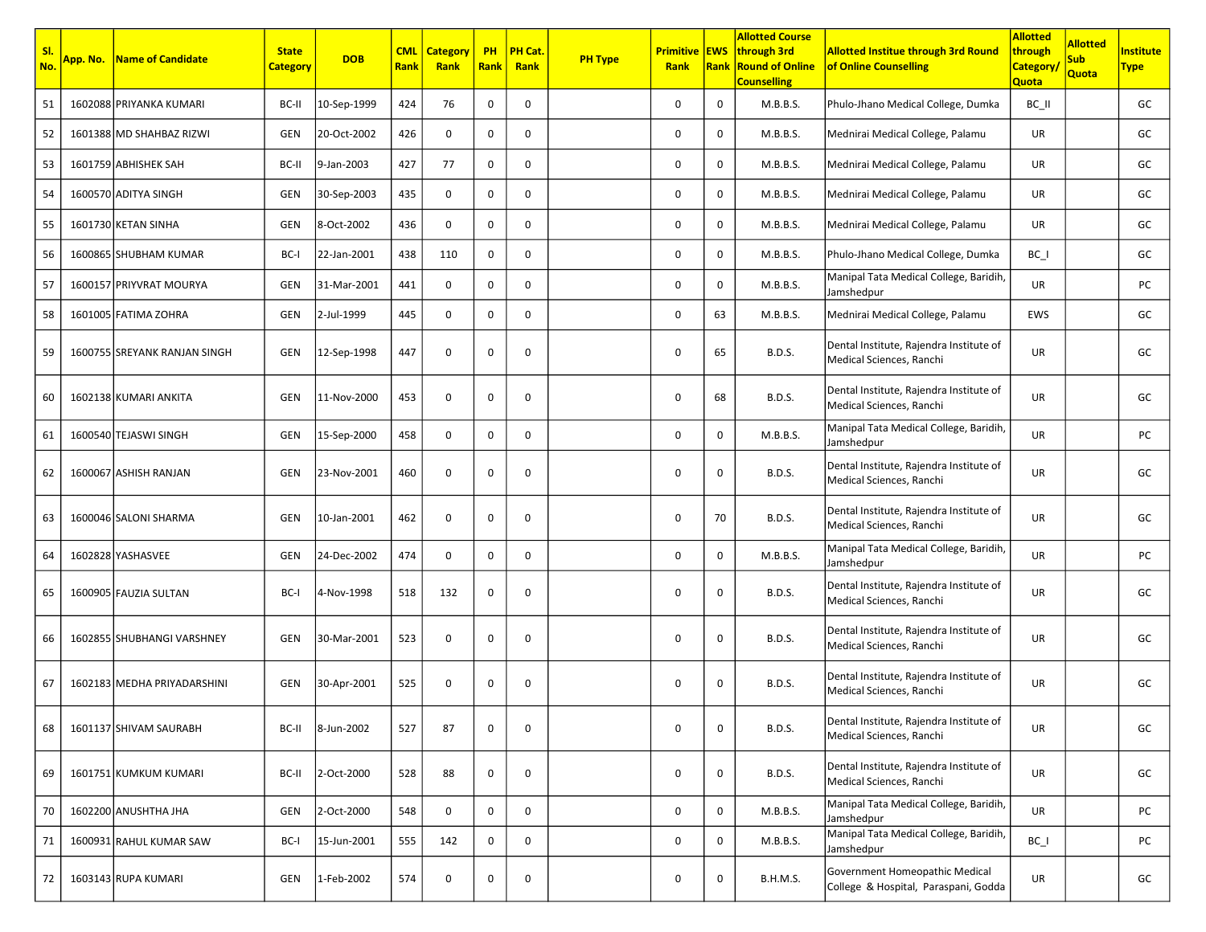| Sl. No. | App. No. | Name of Candidate | State Category | DOB | CML Rank | Category Rank | PH Rank | PH Cat. Rank | PH Type | Primitive Rank | EWS Rank | Allotted Course through 3rd Round of Online Counselling | Allotted Institue through 3rd Round of Online Counselling | Allotted through Category/ Quota | Allotted Sub Quota | Institute Type |
|---|---|---|---|---|---|---|---|---|---|---|---|---|---|---|---|---|
| 51 | 1602088 | PRIYANKA KUMARI | BC-II | 10-Sep-1999 | 424 | 76 | 0 | 0 | | 0 | 0 | M.B.B.S. | Phulo-Jhano Medical College, Dumka | BC_II | | GC |
| 52 | 1601388 | MD SHAHBAZ RIZWI | GEN | 20-Oct-2002 | 426 | 0 | 0 | 0 | | 0 | 0 | M.B.B.S. | Mednirai Medical College, Palamu | UR | | GC |
| 53 | 1601759 | ABHISHEK SAH | BC-II | 9-Jan-2003 | 427 | 77 | 0 | 0 | | 0 | 0 | M.B.B.S. | Mednirai Medical College, Palamu | UR | | GC |
| 54 | 1600570 | ADITYA SINGH | GEN | 30-Sep-2003 | 435 | 0 | 0 | 0 | | 0 | 0 | M.B.B.S. | Mednirai Medical College, Palamu | UR | | GC |
| 55 | 1601730 | KETAN SINHA | GEN | 8-Oct-2002 | 436 | 0 | 0 | 0 | | 0 | 0 | M.B.B.S. | Mednirai Medical College, Palamu | UR | | GC |
| 56 | 1600865 | SHUBHAM KUMAR | BC-I | 22-Jan-2001 | 438 | 110 | 0 | 0 | | 0 | 0 | M.B.B.S. | Phulo-Jhano Medical College, Dumka | BC_I | | GC |
| 57 | 1600157 | PRIYVRAT MOURYA | GEN | 31-Mar-2001 | 441 | 0 | 0 | 0 | | 0 | 0 | M.B.B.S. | Manipal Tata Medical College, Baridih, Jamshedpur | UR | | PC |
| 58 | 1601005 | FATIMA ZOHRA | GEN | 2-Jul-1999 | 445 | 0 | 0 | 0 | | 0 | 63 | M.B.B.S. | Mednirai Medical College, Palamu | EWS | | GC |
| 59 | 1600755 | SREYANK RANJAN SINGH | GEN | 12-Sep-1998 | 447 | 0 | 0 | 0 | | 0 | 65 | B.D.S. | Dental Institute, Rajendra Institute of Medical Sciences, Ranchi | UR | | GC |
| 60 | 1602138 | KUMARI ANKITA | GEN | 11-Nov-2000 | 453 | 0 | 0 | 0 | | 0 | 68 | B.D.S. | Dental Institute, Rajendra Institute of Medical Sciences, Ranchi | UR | | GC |
| 61 | 1600540 | TEJASWI SINGH | GEN | 15-Sep-2000 | 458 | 0 | 0 | 0 | | 0 | 0 | M.B.B.S. | Manipal Tata Medical College, Baridih, Jamshedpur | UR | | PC |
| 62 | 1600067 | ASHISH RANJAN | GEN | 23-Nov-2001 | 460 | 0 | 0 | 0 | | 0 | 0 | B.D.S. | Dental Institute, Rajendra Institute of Medical Sciences, Ranchi | UR | | GC |
| 63 | 1600046 | SALONI SHARMA | GEN | 10-Jan-2001 | 462 | 0 | 0 | 0 | | 0 | 70 | B.D.S. | Dental Institute, Rajendra Institute of Medical Sciences, Ranchi | UR | | GC |
| 64 | 1602828 | YASHASVEE | GEN | 24-Dec-2002 | 474 | 0 | 0 | 0 | | 0 | 0 | M.B.B.S. | Manipal Tata Medical College, Baridih, Jamshedpur | UR | | PC |
| 65 | 1600905 | FAUZIA SULTAN | BC-I | 4-Nov-1998 | 518 | 132 | 0 | 0 | | 0 | 0 | B.D.S. | Dental Institute, Rajendra Institute of Medical Sciences, Ranchi | UR | | GC |
| 66 | 1602855 | SHUBHANGI VARSHNEY | GEN | 30-Mar-2001 | 523 | 0 | 0 | 0 | | 0 | 0 | B.D.S. | Dental Institute, Rajendra Institute of Medical Sciences, Ranchi | UR | | GC |
| 67 | 1602183 | MEDHA PRIYADARSHINI | GEN | 30-Apr-2001 | 525 | 0 | 0 | 0 | | 0 | 0 | B.D.S. | Dental Institute, Rajendra Institute of Medical Sciences, Ranchi | UR | | GC |
| 68 | 1601137 | SHIVAM SAURABH | BC-II | 8-Jun-2002 | 527 | 87 | 0 | 0 | | 0 | 0 | B.D.S. | Dental Institute, Rajendra Institute of Medical Sciences, Ranchi | UR | | GC |
| 69 | 1601751 | KUMKUM KUMARI | BC-II | 2-Oct-2000 | 528 | 88 | 0 | 0 | | 0 | 0 | B.D.S. | Dental Institute, Rajendra Institute of Medical Sciences, Ranchi | UR | | GC |
| 70 | 1602200 | ANUSHTHA JHA | GEN | 2-Oct-2000 | 548 | 0 | 0 | 0 | | 0 | 0 | M.B.B.S. | Manipal Tata Medical College, Baridih, Jamshedpur | UR | | PC |
| 71 | 1600931 | RAHUL KUMAR SAW | BC-I | 15-Jun-2001 | 555 | 142 | 0 | 0 | | 0 | 0 | M.B.B.S. | Manipal Tata Medical College, Baridih, Jamshedpur | BC_I | | PC |
| 72 | 1603143 | RUPA KUMARI | GEN | 1-Feb-2002 | 574 | 0 | 0 | 0 | | 0 | 0 | B.H.M.S. | Government Homeopathic Medical College & Hospital, Paraspani, Godda | UR | | GC |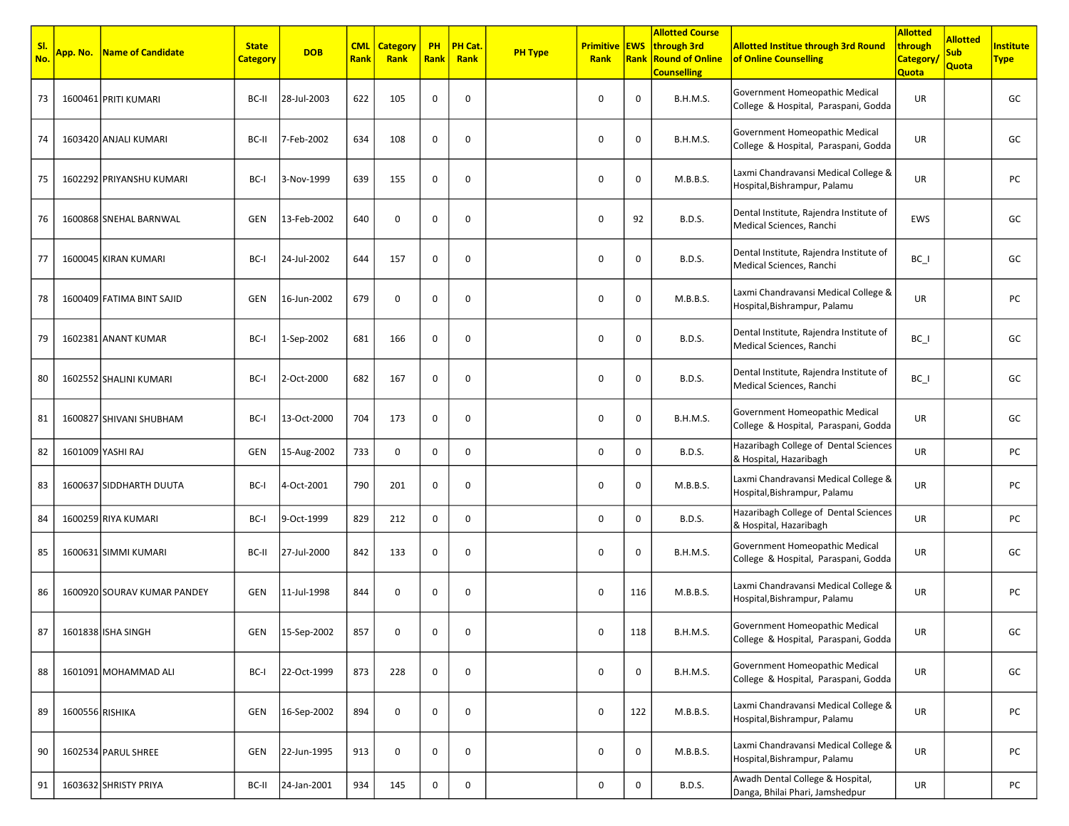| Sl. No. | App. No. | Name of Candidate | State Category | DOB | CML Rank | Category Rank | PH Rank | PH Cat. Rank | PH Type | Primitive Rank | EWS Rank | Allotted Course through 3rd Round of Online Counselling | Allotted Institue through 3rd Round of Online Counselling | Allotted through Category/ Quota | Allotted Sub Quota | Institute Type |
|---|---|---|---|---|---|---|---|---|---|---|---|---|---|---|---|---|
| 73 | 1600461 | PRITI KUMARI | BC-II | 28-Jul-2003 | 622 | 105 | 0 | 0 | | 0 | 0 | B.H.M.S. | Government Homeopathic Medical College & Hospital, Paraspani, Godda | UR | | GC |
| 74 | 1603420 | ANJALI KUMARI | BC-II | 7-Feb-2002 | 634 | 108 | 0 | 0 | | 0 | 0 | B.H.M.S. | Government Homeopathic Medical College & Hospital, Paraspani, Godda | UR | | GC |
| 75 | 1602292 | PRIYANSHU KUMARI | BC-I | 3-Nov-1999 | 639 | 155 | 0 | 0 | | 0 | 0 | M.B.B.S. | Laxmi Chandravansi Medical College & Hospital,Bishrampur, Palamu | UR | | PC |
| 76 | 1600868 | SNEHAL BARNWAL | GEN | 13-Feb-2002 | 640 | 0 | 0 | 0 | | 0 | 92 | B.D.S. | Dental Institute, Rajendra Institute of Medical Sciences, Ranchi | EWS | | GC |
| 77 | 1600045 | KIRAN KUMARI | BC-I | 24-Jul-2002 | 644 | 157 | 0 | 0 | | 0 | 0 | B.D.S. | Dental Institute, Rajendra Institute of Medical Sciences, Ranchi | BC_I | | GC |
| 78 | 1600409 | FATIMA BINT SAJID | GEN | 16-Jun-2002 | 679 | 0 | 0 | 0 | | 0 | 0 | M.B.B.S. | Laxmi Chandravansi Medical College & Hospital,Bishrampur, Palamu | UR | | PC |
| 79 | 1602381 | ANANT KUMAR | BC-I | 1-Sep-2002 | 681 | 166 | 0 | 0 | | 0 | 0 | B.D.S. | Dental Institute, Rajendra Institute of Medical Sciences, Ranchi | BC_I | | GC |
| 80 | 1602552 | SHALINI KUMARI | BC-I | 2-Oct-2000 | 682 | 167 | 0 | 0 | | 0 | 0 | B.D.S. | Dental Institute, Rajendra Institute of Medical Sciences, Ranchi | BC_I | | GC |
| 81 | 1600827 | SHIVANI SHUBHAM | BC-I | 13-Oct-2000 | 704 | 173 | 0 | 0 | | 0 | 0 | B.H.M.S. | Government Homeopathic Medical College & Hospital, Paraspani, Godda | UR | | GC |
| 82 | 1601009 | YASHI RAJ | GEN | 15-Aug-2002 | 733 | 0 | 0 | 0 | | 0 | 0 | B.D.S. | Hazaribagh College of Dental Sciences & Hospital, Hazaribagh | UR | | PC |
| 83 | 1600637 | SIDDHARTH DUUTA | BC-I | 4-Oct-2001 | 790 | 201 | 0 | 0 | | 0 | 0 | M.B.B.S. | Laxmi Chandravansi Medical College & Hospital,Bishrampur, Palamu | UR | | PC |
| 84 | 1600259 | RIYA KUMARI | BC-I | 9-Oct-1999 | 829 | 212 | 0 | 0 | | 0 | 0 | B.D.S. | Hazaribagh College of Dental Sciences & Hospital, Hazaribagh | UR | | PC |
| 85 | 1600631 | SIMMI KUMARI | BC-II | 27-Jul-2000 | 842 | 133 | 0 | 0 | | 0 | 0 | B.H.M.S. | Government Homeopathic Medical College & Hospital, Paraspani, Godda | UR | | GC |
| 86 | 1600920 | SOURAV KUMAR PANDEY | GEN | 11-Jul-1998 | 844 | 0 | 0 | 0 | | 0 | 116 | M.B.B.S. | Laxmi Chandravansi Medical College & Hospital,Bishrampur, Palamu | UR | | PC |
| 87 | 1601838 | ISHA SINGH | GEN | 15-Sep-2002 | 857 | 0 | 0 | 0 | | 0 | 118 | B.H.M.S. | Government Homeopathic Medical College & Hospital, Paraspani, Godda | UR | | GC |
| 88 | 1601091 | MOHAMMAD ALI | BC-I | 22-Oct-1999 | 873 | 228 | 0 | 0 | | 0 | 0 | B.H.M.S. | Government Homeopathic Medical College & Hospital, Paraspani, Godda | UR | | GC |
| 89 | 1600556 | RISHIKA | GEN | 16-Sep-2002 | 894 | 0 | 0 | 0 | | 0 | 122 | M.B.B.S. | Laxmi Chandravansi Medical College & Hospital,Bishrampur, Palamu | UR | | PC |
| 90 | 1602534 | PARUL SHREE | GEN | 22-Jun-1995 | 913 | 0 | 0 | 0 | | 0 | 0 | M.B.B.S. | Laxmi Chandravansi Medical College & Hospital,Bishrampur, Palamu | UR | | PC |
| 91 | 1603632 | SHRISTY PRIYA | BC-II | 24-Jan-2001 | 934 | 145 | 0 | 0 | | 0 | 0 | B.D.S. | Awadh Dental College & Hospital, Danga, Bhilai Phari, Jamshedpur | UR | | PC |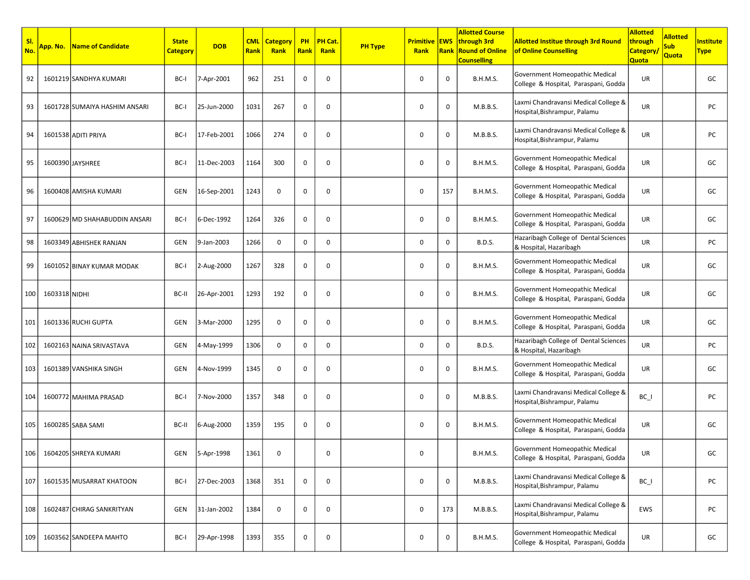| Sl. No. | App. No. | Name of Candidate | State Category | DOB | CML Rank | Category Rank | PH Rank | PH Cat. Rank | PH Type | Primitive Rank | EWS Rank | Allotted Course through 3rd Round of Online Counselling | Allotted Institue through 3rd Round of Online Counselling | Allotted through Category/ Quota | Allotted Sub Quota | Institute Type |
|---|---|---|---|---|---|---|---|---|---|---|---|---|---|---|---|---|
| 92 | 1601219 | SANDHYA KUMARI | BC-I | 7-Apr-2001 | 962 | 251 | 0 | 0 | | 0 | 0 | B.H.M.S. | Government Homeopathic Medical College & Hospital, Paraspani, Godda | UR | | GC |
| 93 | 1601728 | SUMAIYA HASHIM ANSARI | BC-I | 25-Jun-2000 | 1031 | 267 | 0 | 0 | | 0 | 0 | M.B.B.S. | Laxmi Chandravansi Medical College & Hospital,Bishrampur, Palamu | UR | | PC |
| 94 | 1601538 | ADITI PRIYA | BC-I | 17-Feb-2001 | 1066 | 274 | 0 | 0 | | 0 | 0 | M.B.B.S. | Laxmi Chandravansi Medical College & Hospital,Bishrampur, Palamu | UR | | PC |
| 95 | 1600390 | JAYSHREE | BC-I | 11-Dec-2003 | 1164 | 300 | 0 | 0 | | 0 | 0 | B.H.M.S. | Government Homeopathic Medical College & Hospital, Paraspani, Godda | UR | | GC |
| 96 | 1600408 | AMISHA KUMARI | GEN | 16-Sep-2001 | 1243 | 0 | 0 | 0 | | 0 | 157 | B.H.M.S. | Government Homeopathic Medical College & Hospital, Paraspani, Godda | UR | | GC |
| 97 | 1600629 | MD SHAHABUDDIN ANSARI | BC-I | 6-Dec-1992 | 1264 | 326 | 0 | 0 | | 0 | 0 | B.H.M.S. | Government Homeopathic Medical College & Hospital, Paraspani, Godda | UR | | GC |
| 98 | 1603349 | ABHISHEK RANJAN | GEN | 9-Jan-2003 | 1266 | 0 | 0 | 0 | | 0 | 0 | B.D.S. | Hazaribagh College of Dental Sciences & Hospital, Hazaribagh | UR | | PC |
| 99 | 1601052 | BINAY KUMAR MODAK | BC-I | 2-Aug-2000 | 1267 | 328 | 0 | 0 | | 0 | 0 | B.H.M.S. | Government Homeopathic Medical College & Hospital, Paraspani, Godda | UR | | GC |
| 100 | 1603318 | NIDHI | BC-II | 26-Apr-2001 | 1293 | 192 | 0 | 0 | | 0 | 0 | B.H.M.S. | Government Homeopathic Medical College & Hospital, Paraspani, Godda | UR | | GC |
| 101 | 1601336 | RUCHI GUPTA | GEN | 3-Mar-2000 | 1295 | 0 | 0 | 0 | | 0 | 0 | B.H.M.S. | Government Homeopathic Medical College & Hospital, Paraspani, Godda | UR | | GC |
| 102 | 1602163 | NAINA SRIVASTAVA | GEN | 4-May-1999 | 1306 | 0 | 0 | 0 | | 0 | 0 | B.D.S. | Hazaribagh College of Dental Sciences & Hospital, Hazaribagh | UR | | PC |
| 103 | 1601389 | VANSHIKA SINGH | GEN | 4-Nov-1999 | 1345 | 0 | 0 | 0 | | 0 | 0 | B.H.M.S. | Government Homeopathic Medical College & Hospital, Paraspani, Godda | UR | | GC |
| 104 | 1600772 | MAHIMA PRASAD | BC-I | 7-Nov-2000 | 1357 | 348 | 0 | 0 | | 0 | 0 | M.B.B.S. | Laxmi Chandravansi Medical College & Hospital,Bishrampur, Palamu | BC_I | | PC |
| 105 | 1600285 | SABA SAMI | BC-II | 6-Aug-2000 | 1359 | 195 | 0 | 0 | | 0 | 0 | B.H.M.S. | Government Homeopathic Medical College & Hospital, Paraspani, Godda | UR | | GC |
| 106 | 1604205 | SHREYA KUMARI | GEN | 5-Apr-1998 | 1361 | 0 | | 0 | | 0 | | B.H.M.S. | Government Homeopathic Medical College & Hospital, Paraspani, Godda | UR | | GC |
| 107 | 1601535 | MUSARRAT KHATOON | BC-I | 27-Dec-2003 | 1368 | 351 | 0 | 0 | | 0 | 0 | M.B.B.S. | Laxmi Chandravansi Medical College & Hospital,Bishrampur, Palamu | BC_I | | PC |
| 108 | 1602487 | CHIRAG SANKRITYAN | GEN | 31-Jan-2002 | 1384 | 0 | 0 | 0 | | 0 | 173 | M.B.B.S. | Laxmi Chandravansi Medical College & Hospital,Bishrampur, Palamu | EWS | | PC |
| 109 | 1603562 | SANDEEPA MAHTO | BC-I | 29-Apr-1998 | 1393 | 355 | 0 | 0 | | 0 | 0 | B.H.M.S. | Government Homeopathic Medical College & Hospital, Paraspani, Godda | UR | | GC |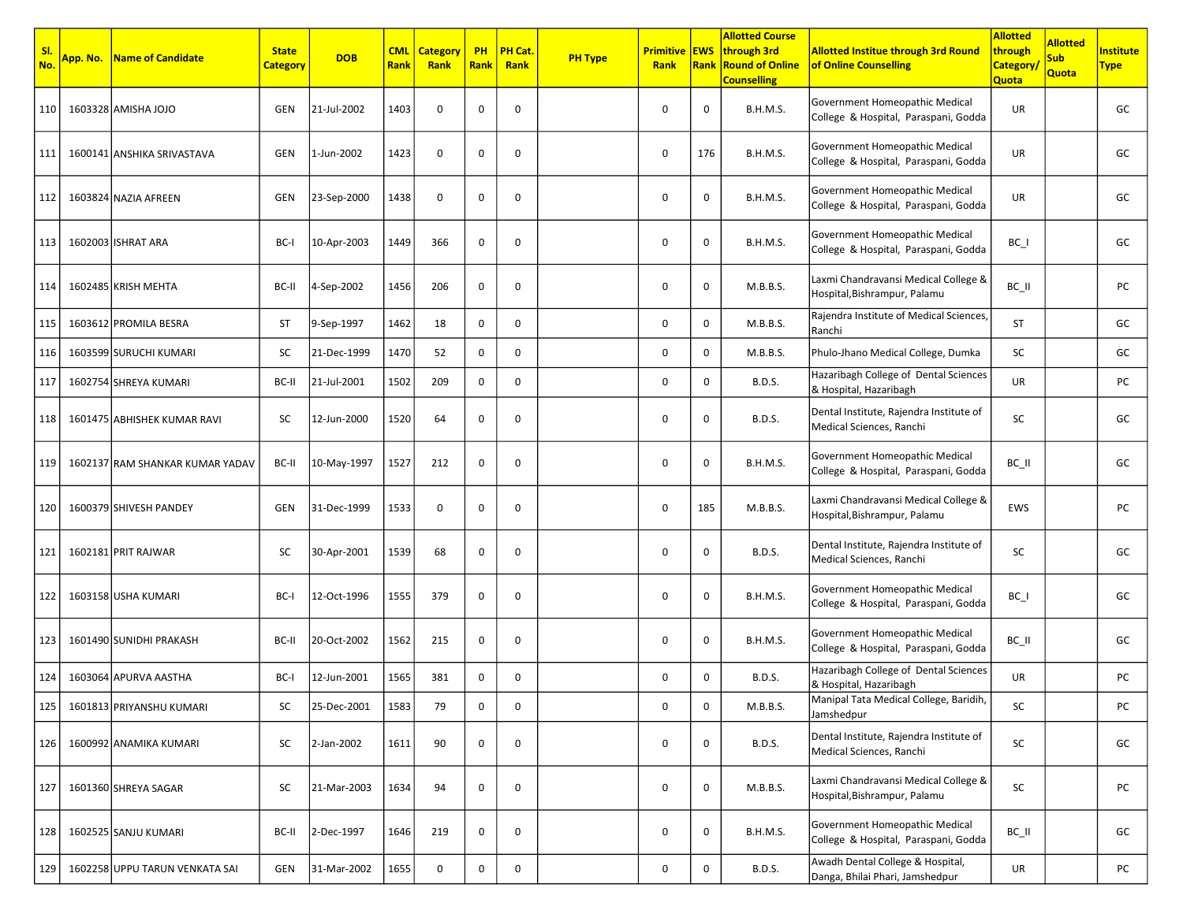| Sl. No. | App. No. | Name of Candidate | State Category | DOB | CML Rank | Category Rank | PH Rank | PH Cat. Rank | PH Type | Primitive Rank | EWS Rank | Allotted Course through 3rd Round of Online Counselling | Allotted Institue through 3rd Round of Online Counselling | Allotted through Category/ Quota | Allotted Sub Quota | Institute Type |
|---|---|---|---|---|---|---|---|---|---|---|---|---|---|---|---|---|
| 110 | 1603328 | AMISHA JOJO | GEN | 21-Jul-2002 | 1403 | 0 | 0 | 0 | | 0 | 0 | B.H.M.S. | Government Homeopathic Medical College & Hospital, Paraspani, Godda | UR | | GC |
| 111 | 1600141 | ANSHIKA SRIVASTAVA | GEN | 1-Jun-2002 | 1423 | 0 | 0 | 0 | | 0 | 176 | B.H.M.S. | Government Homeopathic Medical College & Hospital, Paraspani, Godda | UR | | GC |
| 112 | 1603824 | NAZIA AFREEN | GEN | 23-Sep-2000 | 1438 | 0 | 0 | 0 | | 0 | 0 | B.H.M.S. | Government Homeopathic Medical College & Hospital, Paraspani, Godda | UR | | GC |
| 113 | 1602003 | ISHRAT ARA | BC-I | 10-Apr-2003 | 1449 | 366 | 0 | 0 | | 0 | 0 | B.H.M.S. | Government Homeopathic Medical College & Hospital, Paraspani, Godda | BC_I | | GC |
| 114 | 1602485 | KRISH MEHTA | BC-II | 4-Sep-2002 | 1456 | 206 | 0 | 0 | | 0 | 0 | M.B.B.S. | Laxmi Chandravansi Medical College & Hospital,Bishrampur, Palamu | BC_II | | PC |
| 115 | 1603612 | PROMILA BESRA | ST | 9-Sep-1997 | 1462 | 18 | 0 | 0 | | 0 | 0 | M.B.B.S. | Rajendra Institute of Medical Sciences, Ranchi | ST | | GC |
| 116 | 1603599 | SURUCHI KUMARI | SC | 21-Dec-1999 | 1470 | 52 | 0 | 0 | | 0 | 0 | M.B.B.S. | Phulo-Jhano Medical College, Dumka | SC | | GC |
| 117 | 1602754 | SHREYA KUMARI | BC-II | 21-Jul-2001 | 1502 | 209 | 0 | 0 | | 0 | 0 | B.D.S. | Hazaribagh College of Dental Sciences & Hospital, Hazaribagh | UR | | PC |
| 118 | 1601475 | ABHISHEK KUMAR RAVI | SC | 12-Jun-2000 | 1520 | 64 | 0 | 0 | | 0 | 0 | B.D.S. | Dental Institute, Rajendra Institute of Medical Sciences, Ranchi | SC | | GC |
| 119 | 1602137 | RAM SHANKAR KUMAR YADAV | BC-II | 10-May-1997 | 1527 | 212 | 0 | 0 | | 0 | 0 | B.H.M.S. | Government Homeopathic Medical College & Hospital, Paraspani, Godda | BC_II | | GC |
| 120 | 1600379 | SHIVESH PANDEY | GEN | 31-Dec-1999 | 1533 | 0 | 0 | 0 | | 0 | 185 | M.B.B.S. | Laxmi Chandravansi Medical College & Hospital,Bishrampur, Palamu | EWS | | PC |
| 121 | 1602181 | PRIT RAJWAR | SC | 30-Apr-2001 | 1539 | 68 | 0 | 0 | | 0 | 0 | B.D.S. | Dental Institute, Rajendra Institute of Medical Sciences, Ranchi | SC | | GC |
| 122 | 1603158 | USHA KUMARI | BC-I | 12-Oct-1996 | 1555 | 379 | 0 | 0 | | 0 | 0 | B.H.M.S. | Government Homeopathic Medical College & Hospital, Paraspani, Godda | BC_I | | GC |
| 123 | 1601490 | SUNIDHI PRAKASH | BC-II | 20-Oct-2002 | 1562 | 215 | 0 | 0 | | 0 | 0 | B.H.M.S. | Government Homeopathic Medical College & Hospital, Paraspani, Godda | BC_II | | GC |
| 124 | 1603064 | APURVA AASTHA | BC-I | 12-Jun-2001 | 1565 | 381 | 0 | 0 | | 0 | 0 | B.D.S. | Hazaribagh College of Dental Sciences & Hospital, Hazaribagh | UR | | PC |
| 125 | 1601813 | PRIYANSHU KUMARI | SC | 25-Dec-2001 | 1583 | 79 | 0 | 0 | | 0 | 0 | M.B.B.S. | Manipal Tata Medical College, Baridih, Jamshedpur | SC | | PC |
| 126 | 1600992 | ANAMIKA KUMARI | SC | 2-Jan-2002 | 1611 | 90 | 0 | 0 | | 0 | 0 | B.D.S. | Dental Institute, Rajendra Institute of Medical Sciences, Ranchi | SC | | GC |
| 127 | 1601360 | SHREYA SAGAR | SC | 21-Mar-2003 | 1634 | 94 | 0 | 0 | | 0 | 0 | M.B.B.S. | Laxmi Chandravansi Medical College & Hospital,Bishrampur, Palamu | SC | | PC |
| 128 | 1602525 | SANJU KUMARI | BC-II | 2-Dec-1997 | 1646 | 219 | 0 | 0 | | 0 | 0 | B.H.M.S. | Government Homeopathic Medical College & Hospital, Paraspani, Godda | BC_II | | GC |
| 129 | 1602258 | UPPU TARUN VENKATA SAI | GEN | 31-Mar-2002 | 1655 | 0 | 0 | 0 | | 0 | 0 | B.D.S. | Awadh Dental College & Hospital, Danga, Bhilai Phari, Jamshedpur | UR | | PC |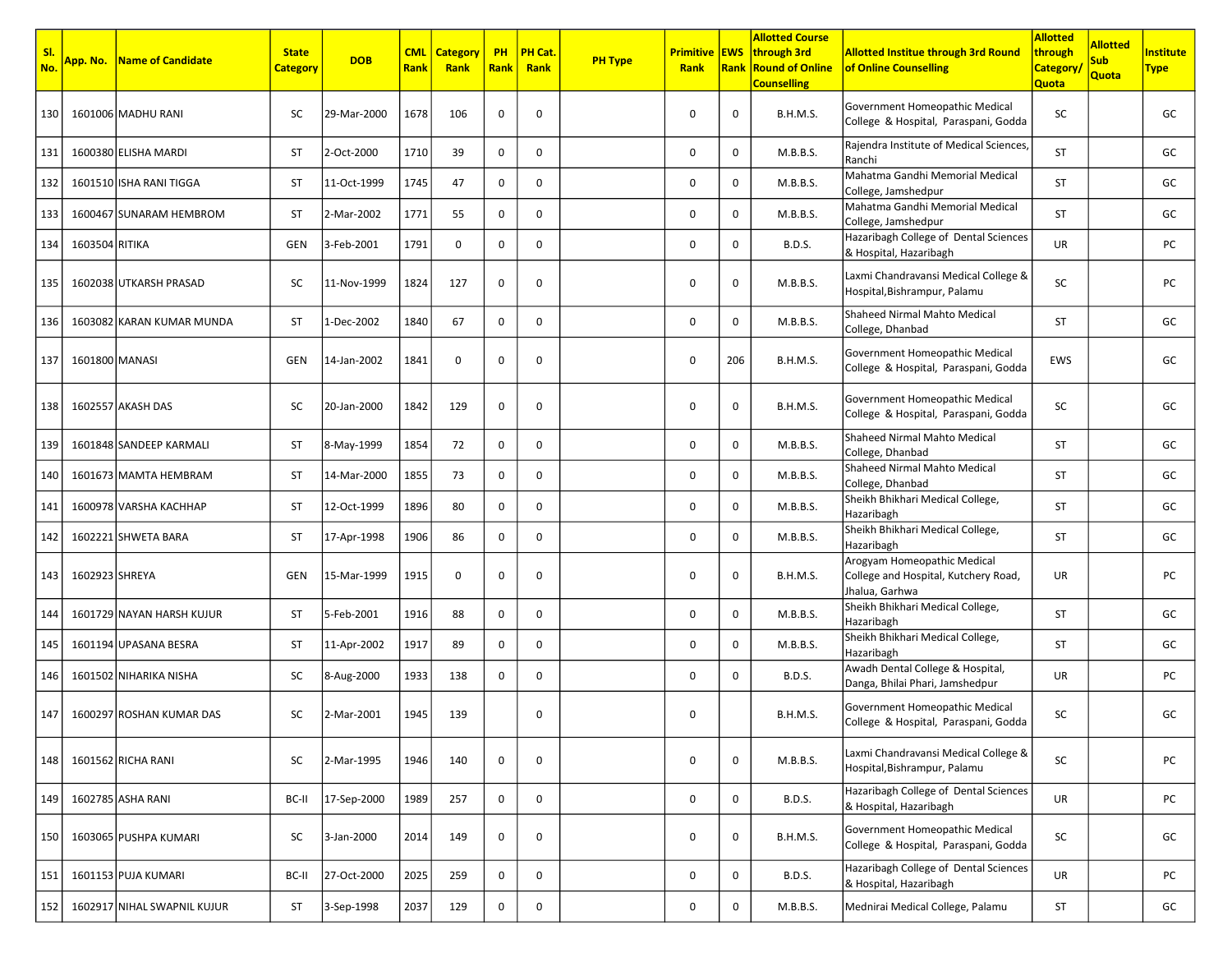| Sl. No. | App. No. | Name of Candidate | State Category | DOB | CML Rank | Category Rank | PH Rank | PH Cat. Rank | PH Type | Primitive Rank | EWS Rank | Allotted Course through 3rd Round of Online Counselling | Allotted Institue through 3rd Round of Online Counselling | Allotted through Category/ Quota | Allotted Sub Quota | Institute Type |
|---|---|---|---|---|---|---|---|---|---|---|---|---|---|---|---|---|
| 130 | 1601006 | MADHU RANI | SC | 29-Mar-2000 | 1678 | 106 | 0 | 0 | | 0 | 0 | B.H.M.S. | Government Homeopathic Medical College & Hospital, Paraspani, Godda | SC | | GC |
| 131 | 1600380 | ELISHA MARDI | ST | 2-Oct-2000 | 1710 | 39 | 0 | 0 | | 0 | 0 | M.B.B.S. | Rajendra Institute of Medical Sciences, Ranchi | ST | | GC |
| 132 | 1601510 | ISHA RANI TIGGA | ST | 11-Oct-1999 | 1745 | 47 | 0 | 0 | | 0 | 0 | M.B.B.S. | Mahatma Gandhi Memorial Medical College, Jamshedpur | ST | | GC |
| 133 | 1600467 | SUNARAM HEMBROM | ST | 2-Mar-2002 | 1771 | 55 | 0 | 0 | | 0 | 0 | M.B.B.S. | Mahatma Gandhi Memorial Medical College, Jamshedpur | ST | | GC |
| 134 | 1603504 | RITIKA | GEN | 3-Feb-2001 | 1791 | 0 | 0 | 0 | | 0 | 0 | B.D.S. | Hazaribagh College of Dental Sciences & Hospital, Hazaribagh | UR | | PC |
| 135 | 1602038 | UTKARSH PRASAD | SC | 11-Nov-1999 | 1824 | 127 | 0 | 0 | | 0 | 0 | M.B.B.S. | Laxmi Chandravansi Medical College & Hospital,Bishrampur, Palamu | SC | | PC |
| 136 | 1603082 | KARAN KUMAR MUNDA | ST | 1-Dec-2002 | 1840 | 67 | 0 | 0 | | 0 | 0 | M.B.B.S. | Shaheed Nirmal Mahto Medical College, Dhanbad | ST | | GC |
| 137 | 1601800 | MANASI | GEN | 14-Jan-2002 | 1841 | 0 | 0 | 0 | | 0 | 206 | B.H.M.S. | Government Homeopathic Medical College & Hospital, Paraspani, Godda | EWS | | GC |
| 138 | 1602557 | AKASH DAS | SC | 20-Jan-2000 | 1842 | 129 | 0 | 0 | | 0 | 0 | B.H.M.S. | Government Homeopathic Medical College & Hospital, Paraspani, Godda | SC | | GC |
| 139 | 1601848 | SANDEEP KARMALI | ST | 8-May-1999 | 1854 | 72 | 0 | 0 | | 0 | 0 | M.B.B.S. | Shaheed Nirmal Mahto Medical College, Dhanbad | ST | | GC |
| 140 | 1601673 | MAMTA HEMBRAM | ST | 14-Mar-2000 | 1855 | 73 | 0 | 0 | | 0 | 0 | M.B.B.S. | Shaheed Nirmal Mahto Medical College, Dhanbad | ST | | GC |
| 141 | 1600978 | VARSHA KACHHAP | ST | 12-Oct-1999 | 1896 | 80 | 0 | 0 | | 0 | 0 | M.B.B.S. | Sheikh Bhikhari Medical College, Hazaribagh | ST | | GC |
| 142 | 1602221 | SHWETA BARA | ST | 17-Apr-1998 | 1906 | 86 | 0 | 0 | | 0 | 0 | M.B.B.S. | Sheikh Bhikhari Medical College, Hazaribagh | ST | | GC |
| 143 | 1602923 | SHREYA | GEN | 15-Mar-1999 | 1915 | 0 | 0 | 0 | | 0 | 0 | B.H.M.S. | Arogyam Homeopathic Medical College and Hospital, Kutchery Road, Jhalua, Garhwa | UR | | PC |
| 144 | 1601729 | NAYAN HARSH KUJUR | ST | 5-Feb-2001 | 1916 | 88 | 0 | 0 | | 0 | 0 | M.B.B.S. | Sheikh Bhikhari Medical College, Hazaribagh | ST | | GC |
| 145 | 1601194 | UPASANA BESRA | ST | 11-Apr-2002 | 1917 | 89 | 0 | 0 | | 0 | 0 | M.B.B.S. | Sheikh Bhikhari Medical College, Hazaribagh | ST | | GC |
| 146 | 1601502 | NIHARIKA NISHA | SC | 8-Aug-2000 | 1933 | 138 | 0 | 0 | | 0 | 0 | B.D.S. | Awadh Dental College & Hospital, Danga, Bhilai Phari, Jamshedpur | UR | | PC |
| 147 | 1600297 | ROSHAN KUMAR DAS | SC | 2-Mar-2001 | 1945 | 139 | | 0 | | 0 | | B.H.M.S. | Government Homeopathic Medical College & Hospital, Paraspani, Godda | SC | | GC |
| 148 | 1601562 | RICHA RANI | SC | 2-Mar-1995 | 1946 | 140 | 0 | 0 | | 0 | 0 | M.B.B.S. | Laxmi Chandravansi Medical College & Hospital,Bishrampur, Palamu | SC | | PC |
| 149 | 1602785 | ASHA RANI | BC-II | 17-Sep-2000 | 1989 | 257 | 0 | 0 | | 0 | 0 | B.D.S. | Hazaribagh College of Dental Sciences & Hospital, Hazaribagh | UR | | PC |
| 150 | 1603065 | PUSHPA KUMARI | SC | 3-Jan-2000 | 2014 | 149 | 0 | 0 | | 0 | 0 | B.H.M.S. | Government Homeopathic Medical College & Hospital, Paraspani, Godda | SC | | GC |
| 151 | 1601153 | PUJA KUMARI | BC-II | 27-Oct-2000 | 2025 | 259 | 0 | 0 | | 0 | 0 | B.D.S. | Hazaribagh College of Dental Sciences & Hospital, Hazaribagh | UR | | PC |
| 152 | 1602917 | NIHAL SWAPNIL KUJUR | ST | 3-Sep-1998 | 2037 | 129 | 0 | 0 | | 0 | 0 | M.B.B.S. | Mednirai Medical College, Palamu | ST | | GC |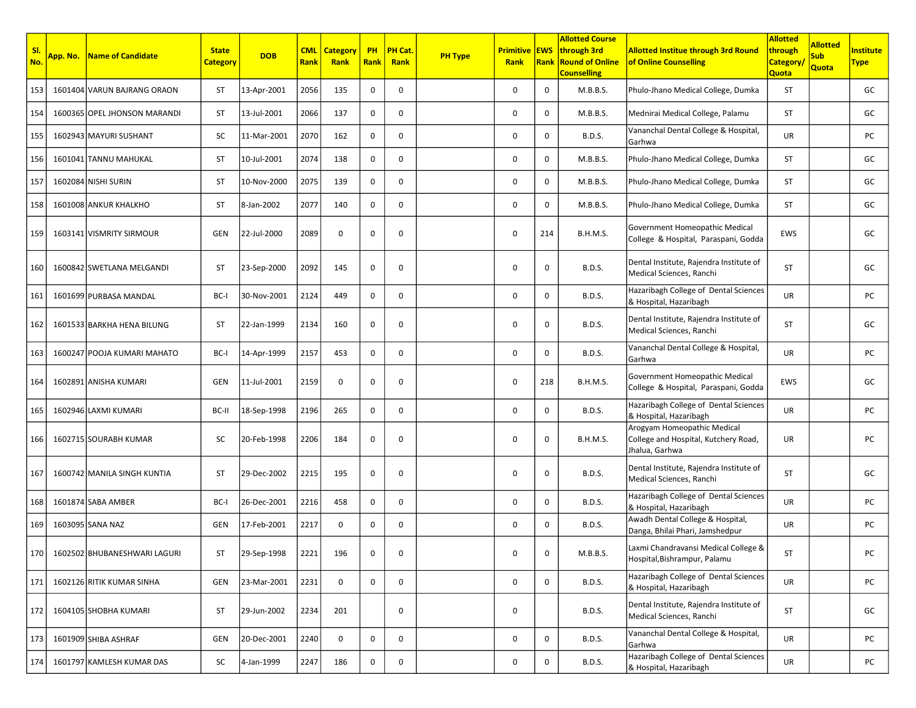| Sl. No. | App. No. | Name of Candidate | State Category | DOB | CML Rank | Category Rank | PH Rank | PH Cat. Rank | PH Type | Primitive Rank | EWS Rank | Allotted Course through 3rd Round of Online Counselling | Allotted Institue through 3rd Round of Online Counselling | Allotted through Category/ Quota | Allotted Sub Quota | Institute Type |
|---|---|---|---|---|---|---|---|---|---|---|---|---|---|---|---|---|
| 153 | 1601404 | VARUN BAJRANG ORAON | ST | 13-Apr-2001 | 2056 | 135 | 0 | 0 | | 0 | 0 | M.B.B.S. | Phulo-Jhano Medical College, Dumka | ST | | GC |
| 154 | 1600365 | OPEL JHONSON MARANDI | ST | 13-Jul-2001 | 2066 | 137 | 0 | 0 | | 0 | 0 | M.B.B.S. | Mednirai Medical College, Palamu | ST | | GC |
| 155 | 1602943 | MAYURI SUSHANT | SC | 11-Mar-2001 | 2070 | 162 | 0 | 0 | | 0 | 0 | B.D.S. | Vananchal Dental College & Hospital, Garhwa | UR | | PC |
| 156 | 1601041 | TANNU MAHUKAL | ST | 10-Jul-2001 | 2074 | 138 | 0 | 0 | | 0 | 0 | M.B.B.S. | Phulo-Jhano Medical College, Dumka | ST | | GC |
| 157 | 1602084 | NISHI SURIN | ST | 10-Nov-2000 | 2075 | 139 | 0 | 0 | | 0 | 0 | M.B.B.S. | Phulo-Jhano Medical College, Dumka | ST | | GC |
| 158 | 1601008 | ANKUR KHALKHO | ST | 8-Jan-2002 | 2077 | 140 | 0 | 0 | | 0 | 0 | M.B.B.S. | Phulo-Jhano Medical College, Dumka | ST | | GC |
| 159 | 1603141 | VISMRITY SIRMOUR | GEN | 22-Jul-2000 | 2089 | 0 | 0 | 0 | | 0 | 214 | B.H.M.S. | Government Homeopathic Medical College & Hospital, Paraspani, Godda | EWS | | GC |
| 160 | 1600842 | SWETLANA MELGANDI | ST | 23-Sep-2000 | 2092 | 145 | 0 | 0 | | 0 | 0 | B.D.S. | Dental Institute, Rajendra Institute of Medical Sciences, Ranchi | ST | | GC |
| 161 | 1601699 | PURBASA MANDAL | BC-I | 30-Nov-2001 | 2124 | 449 | 0 | 0 | | 0 | 0 | B.D.S. | Hazaribagh College of Dental Sciences & Hospital, Hazaribagh | UR | | PC |
| 162 | 1601533 | BARKHA HENA BILUNG | ST | 22-Jan-1999 | 2134 | 160 | 0 | 0 | | 0 | 0 | B.D.S. | Dental Institute, Rajendra Institute of Medical Sciences, Ranchi | ST | | GC |
| 163 | 1600247 | POOJA KUMARI MAHATO | BC-I | 14-Apr-1999 | 2157 | 453 | 0 | 0 | | 0 | 0 | B.D.S. | Vananchal Dental College & Hospital, Garhwa | UR | | PC |
| 164 | 1602891 | ANISHA KUMARI | GEN | 11-Jul-2001 | 2159 | 0 | 0 | 0 | | 0 | 218 | B.H.M.S. | Government Homeopathic Medical College & Hospital, Paraspani, Godda | EWS | | GC |
| 165 | 1602946 | LAXMI KUMARI | BC-II | 18-Sep-1998 | 2196 | 265 | 0 | 0 | | 0 | 0 | B.D.S. | Hazaribagh College of Dental Sciences & Hospital, Hazaribagh | UR | | PC |
| 166 | 1602715 | SOURABH KUMAR | SC | 20-Feb-1998 | 2206 | 184 | 0 | 0 | | 0 | 0 | B.H.M.S. | Arogyam Homeopathic Medical College and Hospital, Kutchery Road, Jhalua, Garhwa | UR | | PC |
| 167 | 1600742 | MANILA SINGH KUNTIA | ST | 29-Dec-2002 | 2215 | 195 | 0 | 0 | | 0 | 0 | B.D.S. | Dental Institute, Rajendra Institute of Medical Sciences, Ranchi | ST | | GC |
| 168 | 1601874 | SABA AMBER | BC-I | 26-Dec-2001 | 2216 | 458 | 0 | 0 | | 0 | 0 | B.D.S. | Hazaribagh College of Dental Sciences & Hospital, Hazaribagh | UR | | PC |
| 169 | 1603095 | SANA NAZ | GEN | 17-Feb-2001 | 2217 | 0 | 0 | 0 | | 0 | 0 | B.D.S. | Awadh Dental College & Hospital, Danga, Bhilai Phari, Jamshedpur | UR | | PC |
| 170 | 1602502 | BHUBANESHWARI LAGURI | ST | 29-Sep-1998 | 2221 | 196 | 0 | 0 | | 0 | 0 | M.B.B.S. | Laxmi Chandravansi Medical College & Hospital,Bishrampur, Palamu | ST | | PC |
| 171 | 1602126 | RITIK KUMAR SINHA | GEN | 23-Mar-2001 | 2231 | 0 | 0 | 0 | | 0 | 0 | B.D.S. | Hazaribagh College of Dental Sciences & Hospital, Hazaribagh | UR | | PC |
| 172 | 1604105 | SHOBHA KUMARI | ST | 29-Jun-2002 | 2234 | 201 | | 0 | | 0 | | B.D.S. | Dental Institute, Rajendra Institute of Medical Sciences, Ranchi | ST | | GC |
| 173 | 1601909 | SHIBA ASHRAF | GEN | 20-Dec-2001 | 2240 | 0 | 0 | 0 | | 0 | 0 | B.D.S. | Vananchal Dental College & Hospital, Garhwa | UR | | PC |
| 174 | 1601797 | KAMLESH KUMAR DAS | SC | 4-Jan-1999 | 2247 | 186 | 0 | 0 | | 0 | 0 | B.D.S. | Hazaribagh College of Dental Sciences & Hospital, Hazaribagh | UR | | PC |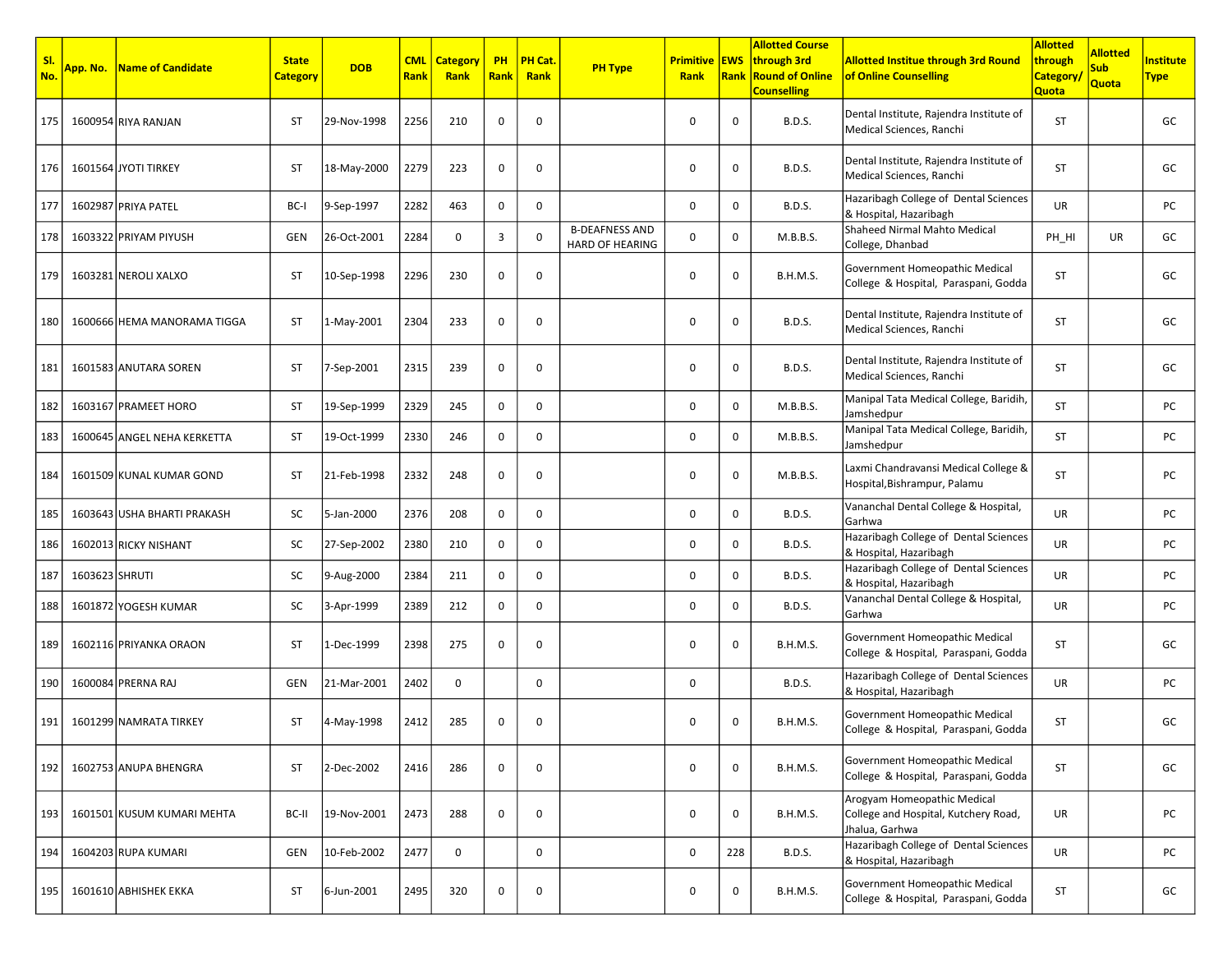| Sl. No. | App. No. | Name of Candidate | State Category | DOB | CML Rank | Category Rank | PH Rank | PH Cat. Rank | PH Type | Primitive Rank | EWS Rank | Allotted Course through 3rd Round of Online Counselling | Allotted Institue through 3rd Round of Online Counselling | Allotted through Category/ Quota | Allotted Sub Quota | Institute Type |
|---|---|---|---|---|---|---|---|---|---|---|---|---|---|---|---|---|
| 175 | 1600954 | RIYA RANJAN | ST | 29-Nov-1998 | 2256 | 210 | 0 | 0 | | 0 | 0 | B.D.S. | Dental Institute, Rajendra Institute of Medical Sciences, Ranchi | ST | | GC |
| 176 | 1601564 | JYOTI TIRKEY | ST | 18-May-2000 | 2279 | 223 | 0 | 0 | | 0 | 0 | B.D.S. | Dental Institute, Rajendra Institute of Medical Sciences, Ranchi | ST | | GC |
| 177 | 1602987 | PRIYA PATEL | BC-I | 9-Sep-1997 | 2282 | 463 | 0 | 0 | | 0 | 0 | B.D.S. | Hazaribagh College of Dental Sciences & Hospital, Hazaribagh | UR | | PC |
| 178 | 1603322 | PRIYAM PIYUSH | GEN | 26-Oct-2001 | 2284 | 0 | 3 | 0 | B-DEAFNESS AND HARD OF HEARING | 0 | 0 | M.B.B.S. | Shaheed Nirmal Mahto Medical College, Dhanbad | PH_HI | UR | GC |
| 179 | 1603281 | NEROLI XALXO | ST | 10-Sep-1998 | 2296 | 230 | 0 | 0 | | 0 | 0 | B.H.M.S. | Government Homeopathic Medical College & Hospital, Paraspani, Godda | ST | | GC |
| 180 | 1600666 | HEMA MANORAMA TIGGA | ST | 1-May-2001 | 2304 | 233 | 0 | 0 | | 0 | 0 | B.D.S. | Dental Institute, Rajendra Institute of Medical Sciences, Ranchi | ST | | GC |
| 181 | 1601583 | ANUTARA SOREN | ST | 7-Sep-2001 | 2315 | 239 | 0 | 0 | | 0 | 0 | B.D.S. | Dental Institute, Rajendra Institute of Medical Sciences, Ranchi | ST | | GC |
| 182 | 1603167 | PRAMEET HORO | ST | 19-Sep-1999 | 2329 | 245 | 0 | 0 | | 0 | 0 | M.B.B.S. | Manipal Tata Medical College, Baridih, Jamshedpur | ST | | PC |
| 183 | 1600645 | ANGEL NEHA KERKETTA | ST | 19-Oct-1999 | 2330 | 246 | 0 | 0 | | 0 | 0 | M.B.B.S. | Manipal Tata Medical College, Baridih, Jamshedpur | ST | | PC |
| 184 | 1601509 | KUNAL KUMAR GOND | ST | 21-Feb-1998 | 2332 | 248 | 0 | 0 | | 0 | 0 | M.B.B.S. | Laxmi Chandravansi Medical College & Hospital,Bishrampur, Palamu | ST | | PC |
| 185 | 1603643 | USHA BHARTI PRAKASH | SC | 5-Jan-2000 | 2376 | 208 | 0 | 0 | | 0 | 0 | B.D.S. | Vananchal Dental College & Hospital, Garhwa | UR | | PC |
| 186 | 1602013 | RICKY NISHANT | SC | 27-Sep-2002 | 2380 | 210 | 0 | 0 | | 0 | 0 | B.D.S. | Hazaribagh College of Dental Sciences & Hospital, Hazaribagh | UR | | PC |
| 187 | 1603623 | SHRUTI | SC | 9-Aug-2000 | 2384 | 211 | 0 | 0 | | 0 | 0 | B.D.S. | Hazaribagh College of Dental Sciences & Hospital, Hazaribagh | UR | | PC |
| 188 | 1601872 | YOGESH KUMAR | SC | 3-Apr-1999 | 2389 | 212 | 0 | 0 | | 0 | 0 | B.D.S. | Vananchal Dental College & Hospital, Garhwa | UR | | PC |
| 189 | 1602116 | PRIYANKA ORAON | ST | 1-Dec-1999 | 2398 | 275 | 0 | 0 | | 0 | 0 | B.H.M.S. | Government Homeopathic Medical College & Hospital, Paraspani, Godda | ST | | GC |
| 190 | 1600084 | PRERNA RAJ | GEN | 21-Mar-2001 | 2402 | 0 | | 0 | | 0 | | B.D.S. | Hazaribagh College of Dental Sciences & Hospital, Hazaribagh | UR | | PC |
| 191 | 1601299 | NAMRATA TIRKEY | ST | 4-May-1998 | 2412 | 285 | 0 | 0 | | 0 | 0 | B.H.M.S. | Government Homeopathic Medical College & Hospital, Paraspani, Godda | ST | | GC |
| 192 | 1602753 | ANUPA BHENGRA | ST | 2-Dec-2002 | 2416 | 286 | 0 | 0 | | 0 | 0 | B.H.M.S. | Government Homeopathic Medical College & Hospital, Paraspani, Godda | ST | | GC |
| 193 | 1601501 | KUSUM KUMARI MEHTA | BC-II | 19-Nov-2001 | 2473 | 288 | 0 | 0 | | 0 | 0 | B.H.M.S. | Arogyam Homeopathic Medical College and Hospital, Kutchery Road, Jhalua, Garhwa | UR | | PC |
| 194 | 1604203 | RUPA KUMARI | GEN | 10-Feb-2002 | 2477 | 0 | | 0 | | 0 | 228 | B.D.S. | Hazaribagh College of Dental Sciences & Hospital, Hazaribagh | UR | | PC |
| 195 | 1601610 | ABHISHEK EKKA | ST | 6-Jun-2001 | 2495 | 320 | 0 | 0 | | 0 | 0 | B.H.M.S. | Government Homeopathic Medical College & Hospital, Paraspani, Godda | ST | | GC |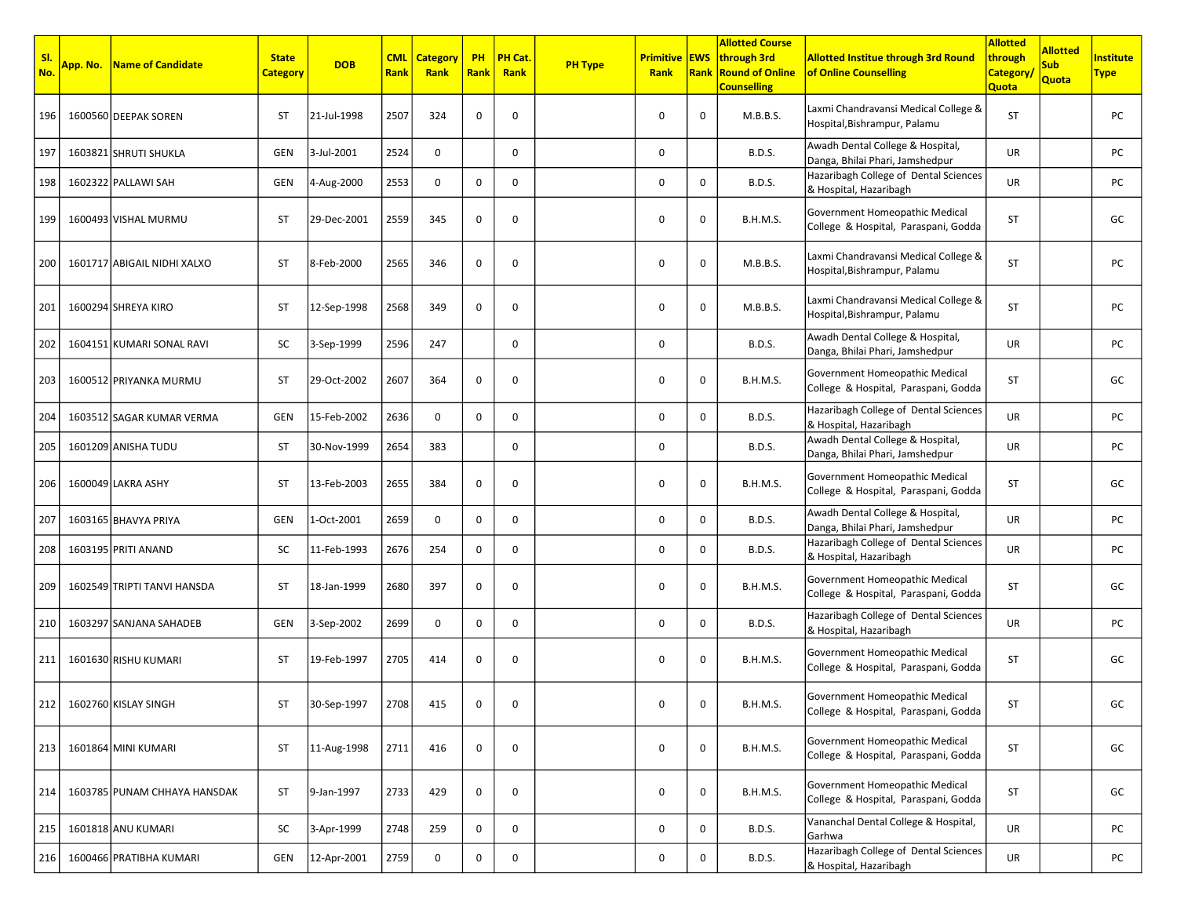| Sl. No. | App. No. | Name of Candidate | State Category | DOB | CML Rank | Category Rank | PH Rank | PH Cat. Rank | PH Type | Primitive Rank | EWS Rank | Allotted Course through 3rd Round of Online Counselling | Allotted Institue through 3rd Round of Online Counselling | Allotted through Category/ Quota | Allotted Sub Quota | Institute Type |
|---|---|---|---|---|---|---|---|---|---|---|---|---|---|---|---|---|
| 196 | 1600560 | DEEPAK SOREN | ST | 21-Jul-1998 | 2507 | 324 | 0 | 0 | | 0 | 0 | M.B.B.S. | Laxmi Chandravansi Medical College & Hospital,Bishrampur, Palamu | ST | | PC |
| 197 | 1603821 | SHRUTI SHUKLA | GEN | 3-Jul-2001 | 2524 | 0 | | 0 | | 0 | | B.D.S. | Awadh Dental College & Hospital, Danga, Bhilai Phari, Jamshedpur | UR | | PC |
| 198 | 1602322 | PALLAWI SAH | GEN | 4-Aug-2000 | 2553 | 0 | 0 | 0 | | 0 | 0 | B.D.S. | Hazaribagh College of Dental Sciences & Hospital, Hazaribagh | UR | | PC |
| 199 | 1600493 | VISHAL MURMU | ST | 29-Dec-2001 | 2559 | 345 | 0 | 0 | | 0 | 0 | B.H.M.S. | Government Homeopathic Medical College & Hospital, Paraspani, Godda | ST | | GC |
| 200 | 1601717 | ABIGAIL NIDHI XALXO | ST | 8-Feb-2000 | 2565 | 346 | 0 | 0 | | 0 | 0 | M.B.B.S. | Laxmi Chandravansi Medical College & Hospital,Bishrampur, Palamu | ST | | PC |
| 201 | 1600294 | SHREYA KIRO | ST | 12-Sep-1998 | 2568 | 349 | 0 | 0 | | 0 | 0 | M.B.B.S. | Laxmi Chandravansi Medical College & Hospital,Bishrampur, Palamu | ST | | PC |
| 202 | 1604151 | KUMARI SONAL RAVI | SC | 3-Sep-1999 | 2596 | 247 | | 0 | | 0 | | B.D.S. | Awadh Dental College & Hospital, Danga, Bhilai Phari, Jamshedpur | UR | | PC |
| 203 | 1600512 | PRIYANKA MURMU | ST | 29-Oct-2002 | 2607 | 364 | 0 | 0 | | 0 | 0 | B.H.M.S. | Government Homeopathic Medical College & Hospital, Paraspani, Godda | ST | | GC |
| 204 | 1603512 | SAGAR KUMAR VERMA | GEN | 15-Feb-2002 | 2636 | 0 | 0 | 0 | | 0 | 0 | B.D.S. | Hazaribagh College of Dental Sciences & Hospital, Hazaribagh | UR | | PC |
| 205 | 1601209 | ANISHA TUDU | ST | 30-Nov-1999 | 2654 | 383 | | 0 | | 0 | | B.D.S. | Awadh Dental College & Hospital, Danga, Bhilai Phari, Jamshedpur | UR | | PC |
| 206 | 1600049 | LAKRA ASHY | ST | 13-Feb-2003 | 2655 | 384 | 0 | 0 | | 0 | 0 | B.H.M.S. | Government Homeopathic Medical College & Hospital, Paraspani, Godda | ST | | GC |
| 207 | 1603165 | BHAVYA PRIYA | GEN | 1-Oct-2001 | 2659 | 0 | 0 | 0 | | 0 | 0 | B.D.S. | Awadh Dental College & Hospital, Danga, Bhilai Phari, Jamshedpur | UR | | PC |
| 208 | 1603195 | PRITI ANAND | SC | 11-Feb-1993 | 2676 | 254 | 0 | 0 | | 0 | 0 | B.D.S. | Hazaribagh College of Dental Sciences & Hospital, Hazaribagh | UR | | PC |
| 209 | 1602549 | TRIPTI TANVI HANSDA | ST | 18-Jan-1999 | 2680 | 397 | 0 | 0 | | 0 | 0 | B.H.M.S. | Government Homeopathic Medical College & Hospital, Paraspani, Godda | ST | | GC |
| 210 | 1603297 | SANJANA SAHADEB | GEN | 3-Sep-2002 | 2699 | 0 | 0 | 0 | | 0 | 0 | B.D.S. | Hazaribagh College of Dental Sciences & Hospital, Hazaribagh | UR | | PC |
| 211 | 1601630 | RISHU KUMARI | ST | 19-Feb-1997 | 2705 | 414 | 0 | 0 | | 0 | 0 | B.H.M.S. | Government Homeopathic Medical College & Hospital, Paraspani, Godda | ST | | GC |
| 212 | 1602760 | KISLAY SINGH | ST | 30-Sep-1997 | 2708 | 415 | 0 | 0 | | 0 | 0 | B.H.M.S. | Government Homeopathic Medical College & Hospital, Paraspani, Godda | ST | | GC |
| 213 | 1601864 | MINI KUMARI | ST | 11-Aug-1998 | 2711 | 416 | 0 | 0 | | 0 | 0 | B.H.M.S. | Government Homeopathic Medical College & Hospital, Paraspani, Godda | ST | | GC |
| 214 | 1603785 | PUNAM CHHAYA HANSDAK | ST | 9-Jan-1997 | 2733 | 429 | 0 | 0 | | 0 | 0 | B.H.M.S. | Government Homeopathic Medical College & Hospital, Paraspani, Godda | ST | | GC |
| 215 | 1601818 | ANU KUMARI | SC | 3-Apr-1999 | 2748 | 259 | 0 | 0 | | 0 | 0 | B.D.S. | Vananchal Dental College & Hospital, Garhwa | UR | | PC |
| 216 | 1600466 | PRATIBHA KUMARI | GEN | 12-Apr-2001 | 2759 | 0 | 0 | 0 | | 0 | 0 | B.D.S. | Hazaribagh College of Dental Sciences & Hospital, Hazaribagh | UR | | PC |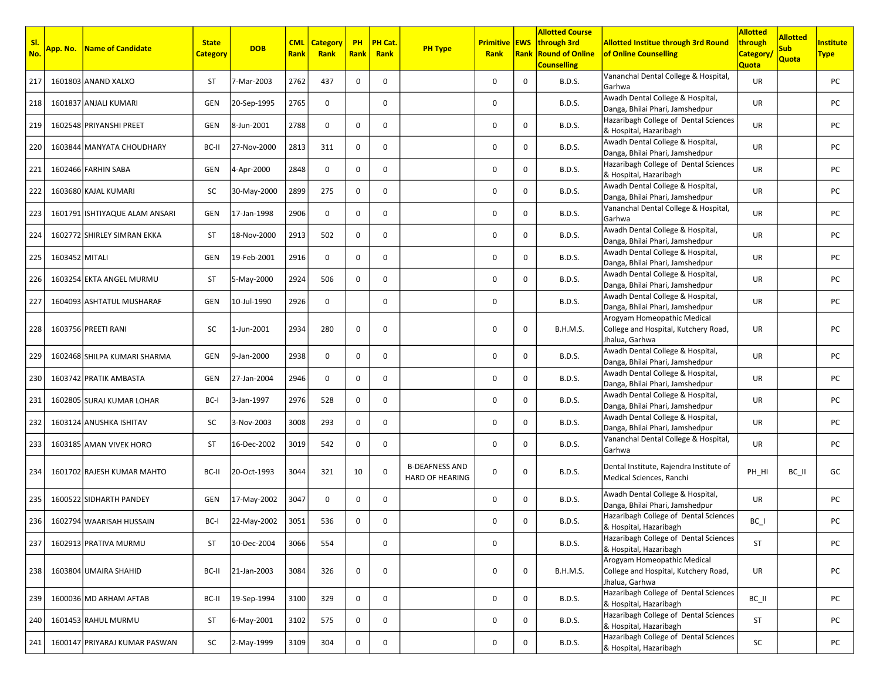| Sl. No. | App. No. | Name of Candidate | State Category | DOB | CML Rank | Category Rank | PH Rank | PH Cat. Rank | PH Type | Primitive Rank | EWS Rank | Allotted Course through 3rd Round of Online Counselling | Allotted Institue through 3rd Round of Online Counselling | Allotted through Category/ Quota | Allotted Sub Quota | Institute Type |
|---|---|---|---|---|---|---|---|---|---|---|---|---|---|---|---|---|
| 217 | 1601803 | ANAND XALXO | ST | 7-Mar-2003 | 2762 | 437 | 0 | 0 | | 0 | 0 | B.D.S. | Vananchal Dental College & Hospital, Garhwa | UR | | PC |
| 218 | 1601837 | ANJALI KUMARI | GEN | 20-Sep-1995 | 2765 | 0 | | 0 | | 0 | | B.D.S. | Awadh Dental College & Hospital, Danga, Bhilai Phari, Jamshedpur | UR | | PC |
| 219 | 1602548 | PRIYANSHI PREET | GEN | 8-Jun-2001 | 2788 | 0 | 0 | 0 | | 0 | 0 | B.D.S. | Hazaribagh College of Dental Sciences & Hospital, Hazaribagh | UR | | PC |
| 220 | 1603844 | MANYATA CHOUDHARY | BC-II | 27-Nov-2000 | 2813 | 311 | 0 | 0 | | 0 | 0 | B.D.S. | Awadh Dental College & Hospital, Danga, Bhilai Phari, Jamshedpur | UR | | PC |
| 221 | 1602466 | FARHIN SABA | GEN | 4-Apr-2000 | 2848 | 0 | 0 | 0 | | 0 | 0 | B.D.S. | Hazaribagh College of Dental Sciences & Hospital, Hazaribagh | UR | | PC |
| 222 | 1603680 | KAJAL KUMARI | SC | 30-May-2000 | 2899 | 275 | 0 | 0 | | 0 | 0 | B.D.S. | Awadh Dental College & Hospital, Danga, Bhilai Phari, Jamshedpur | UR | | PC |
| 223 | 1601791 | ISHTIYAQUE ALAM ANSARI | GEN | 17-Jan-1998 | 2906 | 0 | 0 | 0 | | 0 | 0 | B.D.S. | Vananchal Dental College & Hospital, Garhwa | UR | | PC |
| 224 | 1602772 | SHIRLEY SIMRAN EKKA | ST | 18-Nov-2000 | 2913 | 502 | 0 | 0 | | 0 | 0 | B.D.S. | Awadh Dental College & Hospital, Danga, Bhilai Phari, Jamshedpur | UR | | PC |
| 225 | 1603452 | MITALI | GEN | 19-Feb-2001 | 2916 | 0 | 0 | 0 | | 0 | 0 | B.D.S. | Awadh Dental College & Hospital, Danga, Bhilai Phari, Jamshedpur | UR | | PC |
| 226 | 1603254 | EKTA ANGEL MURMU | ST | 5-May-2000 | 2924 | 506 | 0 | 0 | | 0 | 0 | B.D.S. | Awadh Dental College & Hospital, Danga, Bhilai Phari, Jamshedpur | UR | | PC |
| 227 | 1604093 | ASHTATUL MUSHARAF | GEN | 10-Jul-1990 | 2926 | 0 | | 0 | | 0 | | B.D.S. | Awadh Dental College & Hospital, Danga, Bhilai Phari, Jamshedpur | UR | | PC |
| 228 | 1603756 | PREETI RANI | SC | 1-Jun-2001 | 2934 | 280 | 0 | 0 | | 0 | 0 | B.H.M.S. | Arogyam Homeopathic Medical College and Hospital, Kutchery Road, Jhalua, Garhwa | UR | | PC |
| 229 | 1602468 | SHILPA KUMARI SHARMA | GEN | 9-Jan-2000 | 2938 | 0 | 0 | 0 | | 0 | 0 | B.D.S. | Awadh Dental College & Hospital, Danga, Bhilai Phari, Jamshedpur | UR | | PC |
| 230 | 1603742 | PRATIK AMBASTA | GEN | 27-Jan-2004 | 2946 | 0 | 0 | 0 | | 0 | 0 | B.D.S. | Awadh Dental College & Hospital, Danga, Bhilai Phari, Jamshedpur | UR | | PC |
| 231 | 1602805 | SURAJ KUMAR LOHAR | BC-I | 3-Jan-1997 | 2976 | 528 | 0 | 0 | | 0 | 0 | B.D.S. | Awadh Dental College & Hospital, Danga, Bhilai Phari, Jamshedpur | UR | | PC |
| 232 | 1603124 | ANUSHKA ISHITAV | SC | 3-Nov-2003 | 3008 | 293 | 0 | 0 | | 0 | 0 | B.D.S. | Awadh Dental College & Hospital, Danga, Bhilai Phari, Jamshedpur | UR | | PC |
| 233 | 1603185 | AMAN VIVEK HORO | ST | 16-Dec-2002 | 3019 | 542 | 0 | 0 | | 0 | 0 | B.D.S. | Vananchal Dental College & Hospital, Garhwa | UR | | PC |
| 234 | 1601702 | RAJESH KUMAR MAHTO | BC-II | 20-Oct-1993 | 3044 | 321 | 10 | 0 | B-DEAFNESS AND HARD OF HEARING | 0 | 0 | B.D.S. | Dental Institute, Rajendra Institute of Medical Sciences, Ranchi | PH_HI | BC_II | GC |
| 235 | 1600522 | SIDHARTH PANDEY | GEN | 17-May-2002 | 3047 | 0 | 0 | 0 | | 0 | 0 | B.D.S. | Awadh Dental College & Hospital, Danga, Bhilai Phari, Jamshedpur | UR | | PC |
| 236 | 1602794 | WAARISAH HUSSAIN | BC-I | 22-May-2002 | 3051 | 536 | 0 | 0 | | 0 | 0 | B.D.S. | Hazaribagh College of Dental Sciences & Hospital, Hazaribagh | BC_I | | PC |
| 237 | 1602913 | PRATIVA MURMU | ST | 10-Dec-2004 | 3066 | 554 | | 0 | | 0 | | B.D.S. | Hazaribagh College of Dental Sciences & Hospital, Hazaribagh | ST | | PC |
| 238 | 1603804 | UMAIRA SHAHID | BC-II | 21-Jan-2003 | 3084 | 326 | 0 | 0 | | 0 | 0 | B.H.M.S. | Arogyam Homeopathic Medical College and Hospital, Kutchery Road, Jhalua, Garhwa | UR | | PC |
| 239 | 1600036 | MD ARHAM AFTAB | BC-II | 19-Sep-1994 | 3100 | 329 | 0 | 0 | | 0 | 0 | B.D.S. | Hazaribagh College of Dental Sciences & Hospital, Hazaribagh | BC_II | | PC |
| 240 | 1601453 | RAHUL MURMU | ST | 6-May-2001 | 3102 | 575 | 0 | 0 | | 0 | 0 | B.D.S. | Hazaribagh College of Dental Sciences & Hospital, Hazaribagh | ST | | PC |
| 241 | 1600147 | PRIYARAJ KUMAR PASWAN | SC | 2-May-1999 | 3109 | 304 | 0 | 0 | | 0 | 0 | B.D.S. | Hazaribagh College of Dental Sciences & Hospital, Hazaribagh | SC | | PC |